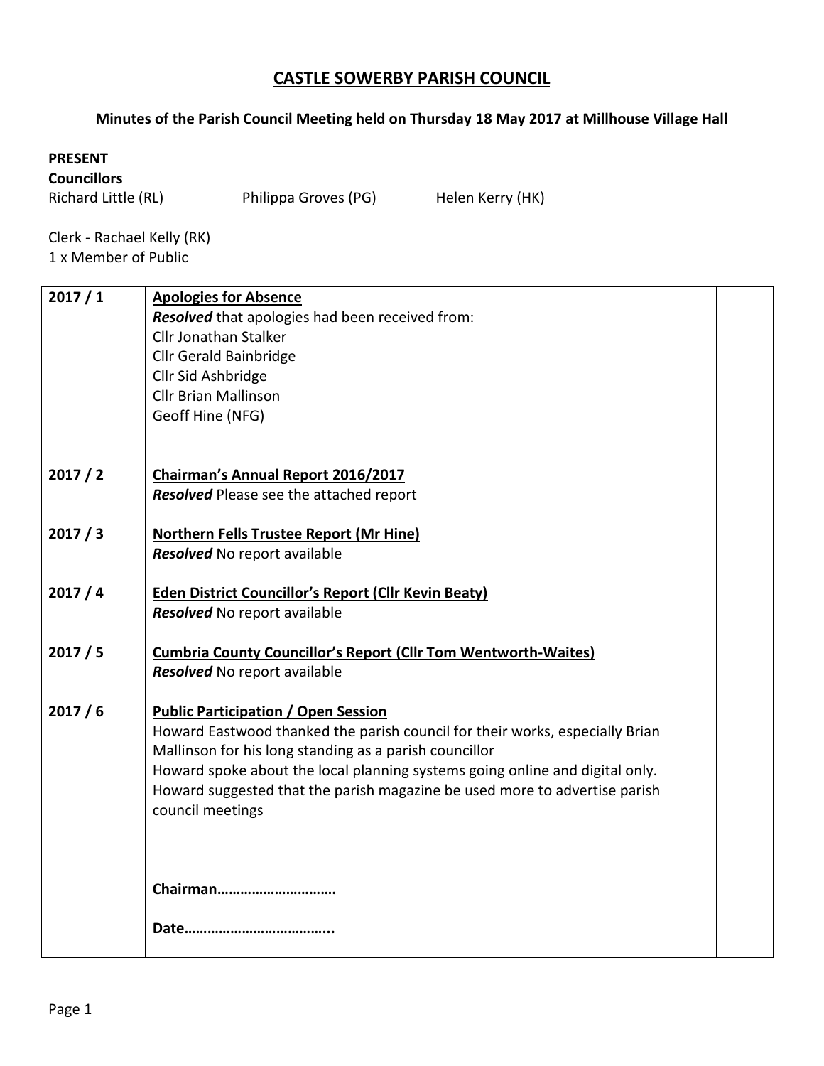# CASTLE SOWERBY PARISH COUNCIL

**Minutes of the Parish Council Meeting held on Thursday 18 May 2017 at Millhouse Village Hall**

**PRESENT**
**Councillors**
Richard Little (RL) Philippa Groves (PG) Helen Kerry (HK)

Clerk - Rachael Kelly (RK)
1 x Member of Public

| | | |
|---|---|---|
| 2017 / 1 | **Apologies for Absence**<br>***Resolved*** that apologies had been received from:<br>Cllr Jonathan Stalker<br>Cllr Gerald Bainbridge<br>Cllr Sid Ashbridge<br>Cllr Brian Mallinson<br>Geoff Hine (NFG) | |
| 2017 / 2 | **Chairman's Annual Report 2016/2017**<br>***Resolved*** Please see the attached report | |
| 2017 / 3 | **Northern Fells Trustee Report (Mr Hine)**<br>***Resolved*** No report available | |
| 2017 / 4 | **Eden District Councillor's Report (Cllr Kevin Beaty)**<br>***Resolved*** No report available | |
| 2017 / 5 | **Cumbria County Councillor's Report (Cllr Tom Wentworth-Waites)**<br>***Resolved*** No report available | |
| 2017 / 6 | **Public Participation / Open Session**<br>Howard Eastwood thanked the parish council for their works, especially Brian Mallinson for his long standing as a parish councillor<br>Howard spoke about the local planning systems going online and digital only.<br>Howard suggested that the parish magazine be used more to advertise parish council meetings<br><br>**Chairman…………………………**<br><br>**Date………………………………..** | |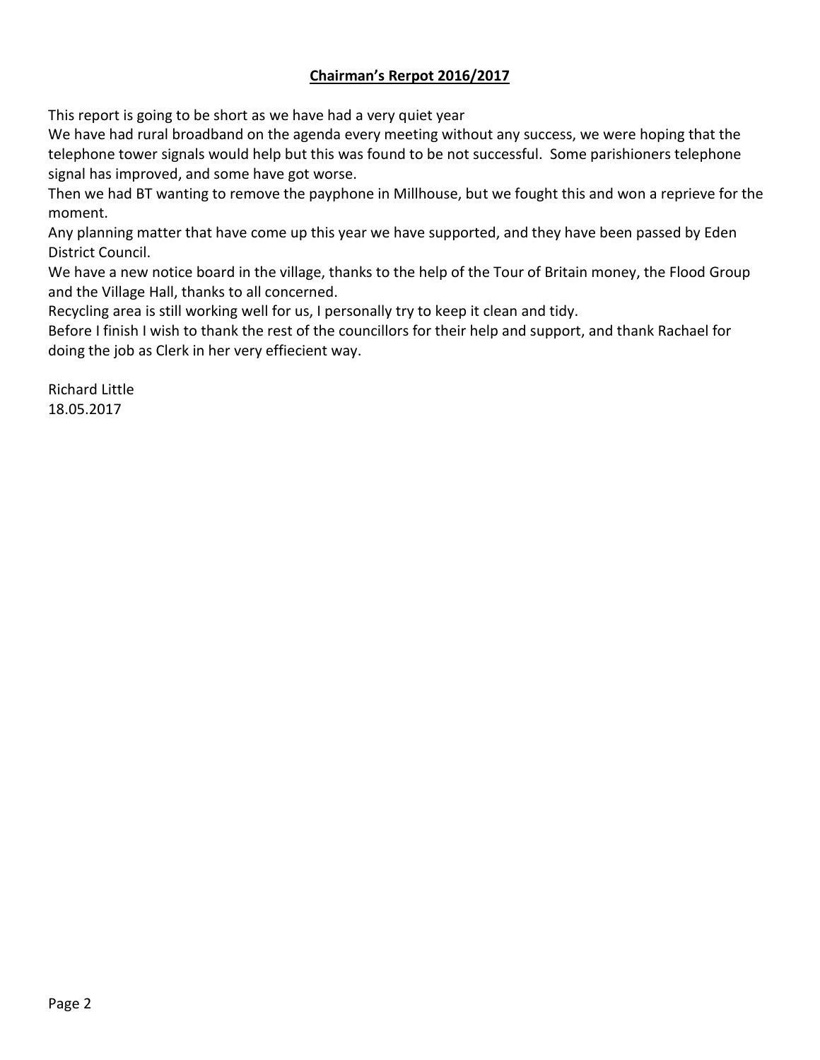**Chairman's Rerpot 2016/2017**

This report is going to be short as we have had a very quiet year
We have had rural broadband on the agenda every meeting without any success, we were hoping that the telephone tower signals would help but this was found to be not successful. Some parishioners telephone signal has improved, and some have got worse.
Then we had BT wanting to remove the payphone in Millhouse, but we fought this and won a reprieve for the moment.
Any planning matter that have come up this year we have supported, and they have been passed by Eden District Council.
We have a new notice board in the village, thanks to the help of the Tour of Britain money, the Flood Group and the Village Hall, thanks to all concerned.
Recycling area is still working well for us, I personally try to keep it clean and tidy.
Before I finish I wish to thank the rest of the councillors for their help and support, and thank Rachael for doing the job as Clerk in her very effiecient way.

Richard Little
18.05.2017